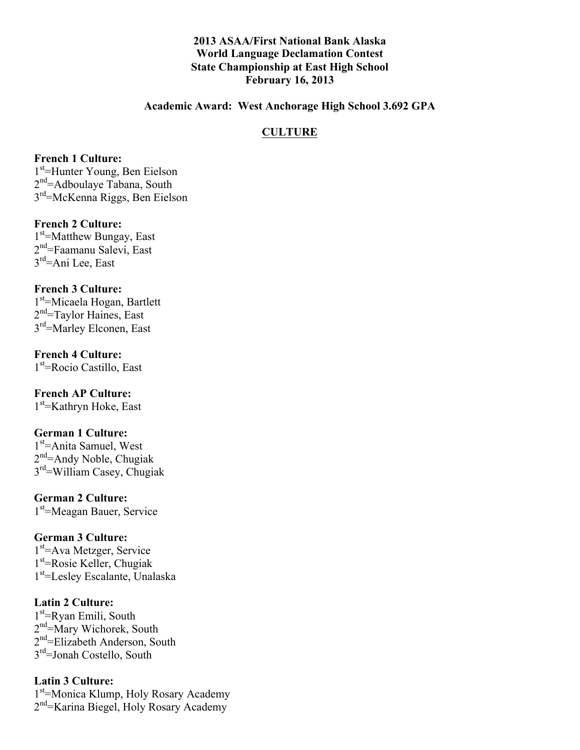**2013 ASAA/First National Bank Alaska**
**World Language Declamation Contest**
**State Championship at East High School**
**February 16, 2013**

**Academic Award: West Anchorage High School 3.692 GPA**

## CULTURE

**French 1 Culture:**
1st=Hunter Young, Ben Eielson
2nd=Adboulaye Tabana, South
3rd=McKenna Riggs, Ben Eielson

**French 2 Culture:**
1st=Matthew Bungay, East
2nd=Faamanu Salevi, East
3rd=Ani Lee, East

**French 3 Culture:**
1st=Micaela Hogan, Bartlett
2nd=Taylor Haines, East
3rd=Marley Elconen, East

**French 4 Culture:**
1st=Rocio Castillo, East

**French AP Culture:**
1st=Kathryn Hoke, East

**German 1 Culture:**
1st=Anita Samuel, West
2nd=Andy Noble, Chugiak
3rd=William Casey, Chugiak

**German 2 Culture:**
1st=Meagan Bauer, Service

**German 3 Culture:**
1st=Ava Metzger, Service
1st=Rosie Keller, Chugiak
1st=Lesley Escalante, Unalaska

**Latin 2 Culture:**
1st=Ryan Emili, South
2nd=Mary Wichorek, South
2nd=Elizabeth Anderson, South
3rd=Jonah Costello, South

**Latin 3 Culture:**
1st=Monica Klump, Holy Rosary Academy
2nd=Karina Biegel, Holy Rosary Academy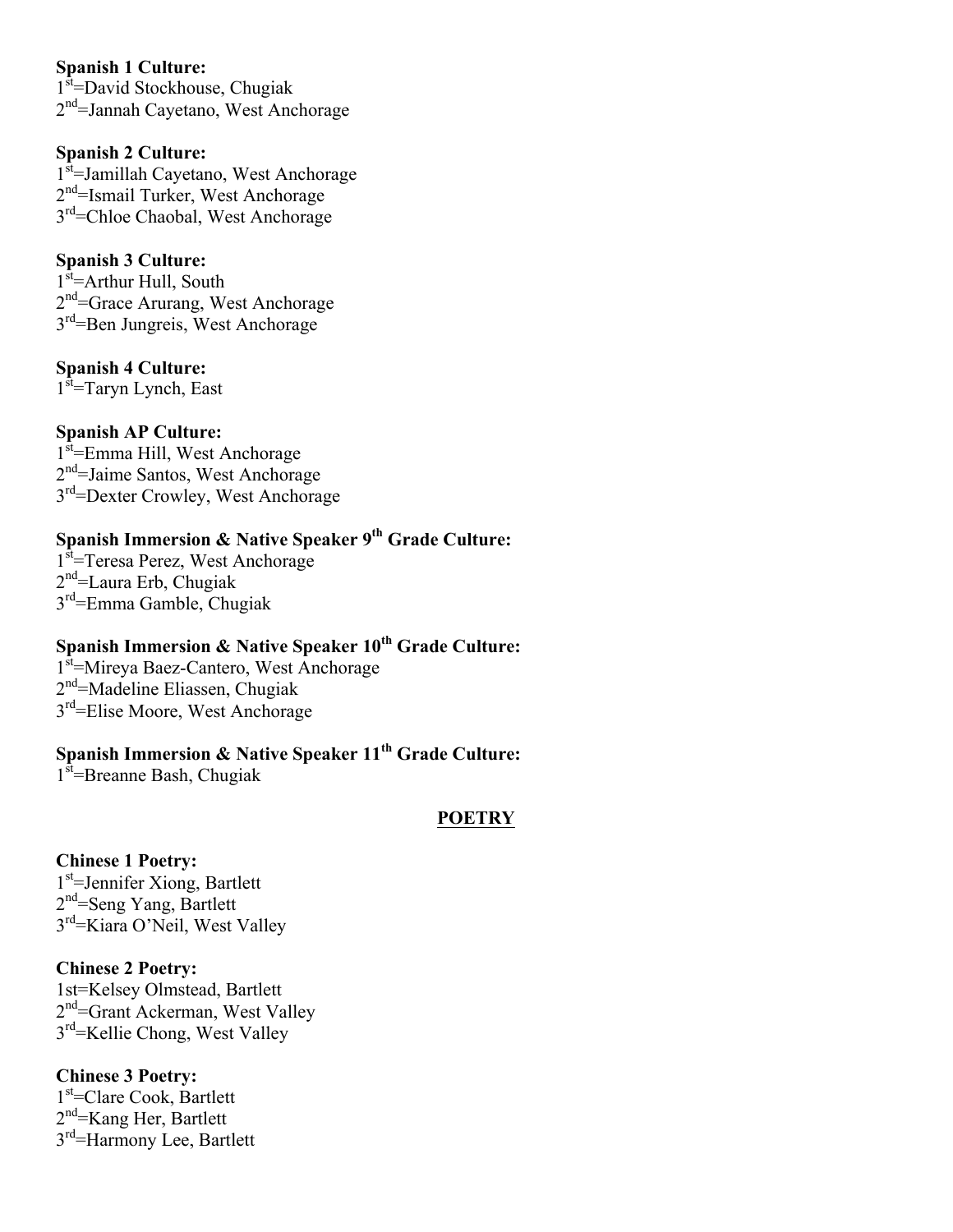**Spanish 1 Culture:**
1st=David Stockhouse, Chugiak
2nd=Jannah Cayetano, West Anchorage

**Spanish 2 Culture:**
1st=Jamillah Cayetano, West Anchorage
2nd=Ismail Turker, West Anchorage
3rd=Chloe Chaobal, West Anchorage

**Spanish 3 Culture:**
1st=Arthur Hull, South
2nd=Grace Arurang, West Anchorage
3rd=Ben Jungreis, West Anchorage

**Spanish 4 Culture:**
1st=Taryn Lynch, East

**Spanish AP Culture:**
1st=Emma Hill, West Anchorage
2nd=Jaime Santos, West Anchorage
3rd=Dexter Crowley, West Anchorage

**Spanish Immersion & Native Speaker 9th Grade Culture:**
1st=Teresa Perez, West Anchorage
2nd=Laura Erb, Chugiak
3rd=Emma Gamble, Chugiak

**Spanish Immersion & Native Speaker 10th Grade Culture:**
1st=Mireya Baez-Cantero, West Anchorage
2nd=Madeline Eliassen, Chugiak
3rd=Elise Moore, West Anchorage

**Spanish Immersion & Native Speaker 11th Grade Culture:**
1st=Breanne Bash, Chugiak

## POETRY

**Chinese 1 Poetry:**
1st=Jennifer Xiong, Bartlett
2nd=Seng Yang, Bartlett
3rd=Kiara O'Neil, West Valley

**Chinese 2 Poetry:**
1st=Kelsey Olmstead, Bartlett
2nd=Grant Ackerman, West Valley
3rd=Kellie Chong, West Valley

**Chinese 3 Poetry:**
1st=Clare Cook, Bartlett
2nd=Kang Her, Bartlett
3rd=Harmony Lee, Bartlett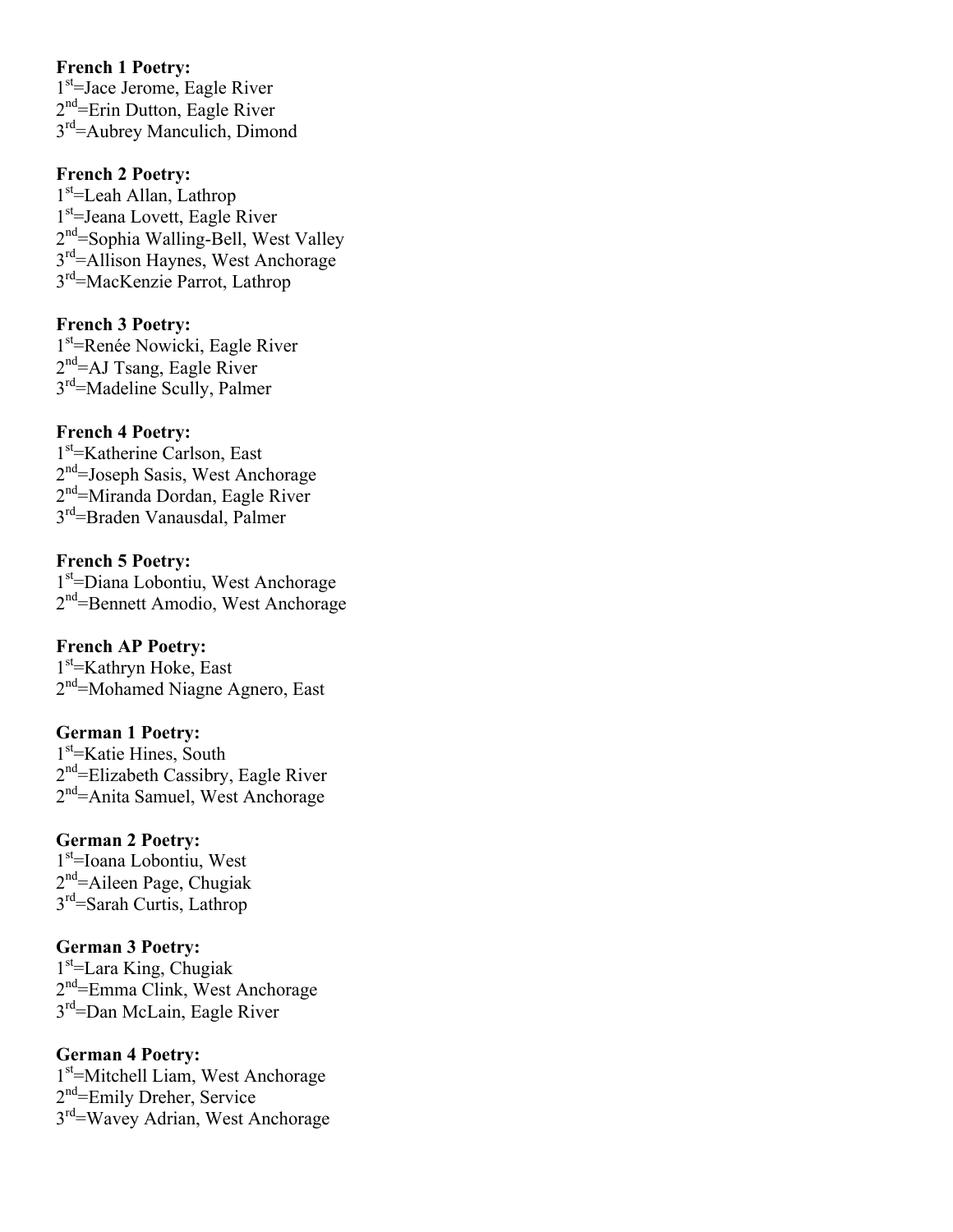**French 1 Poetry:**
1st=Jace Jerome, Eagle River
2nd=Erin Dutton, Eagle River
3rd=Aubrey Manculich, Dimond

**French 2 Poetry:**
1st=Leah Allan, Lathrop
1st=Jeana Lovett, Eagle River
2nd=Sophia Walling-Bell, West Valley
3rd=Allison Haynes, West Anchorage
3rd=MacKenzie Parrot, Lathrop

**French 3 Poetry:**
1st=Renée Nowicki, Eagle River
2nd=AJ Tsang, Eagle River
3rd=Madeline Scully, Palmer

**French 4 Poetry:**
1st=Katherine Carlson, East
2nd=Joseph Sasis, West Anchorage
2nd=Miranda Dordan, Eagle River
3rd=Braden Vanausdal, Palmer

**French 5 Poetry:**
1st=Diana Lobontiu, West Anchorage
2nd=Bennett Amodio, West Anchorage

**French AP Poetry:**
1st=Kathryn Hoke, East
2nd=Mohamed Niagne Agnero, East

**German 1 Poetry:**
1st=Katie Hines, South
2nd=Elizabeth Cassibry, Eagle River
2nd=Anita Samuel, West Anchorage

**German 2 Poetry:**
1st=Ioana Lobontiu, West
2nd=Aileen Page, Chugiak
3rd=Sarah Curtis, Lathrop

**German 3 Poetry:**
1st=Lara King, Chugiak
2nd=Emma Clink, West Anchorage
3rd=Dan McLain, Eagle River

**German 4 Poetry:**
1st=Mitchell Liam, West Anchorage
2nd=Emily Dreher, Service
3rd=Wavey Adrian, West Anchorage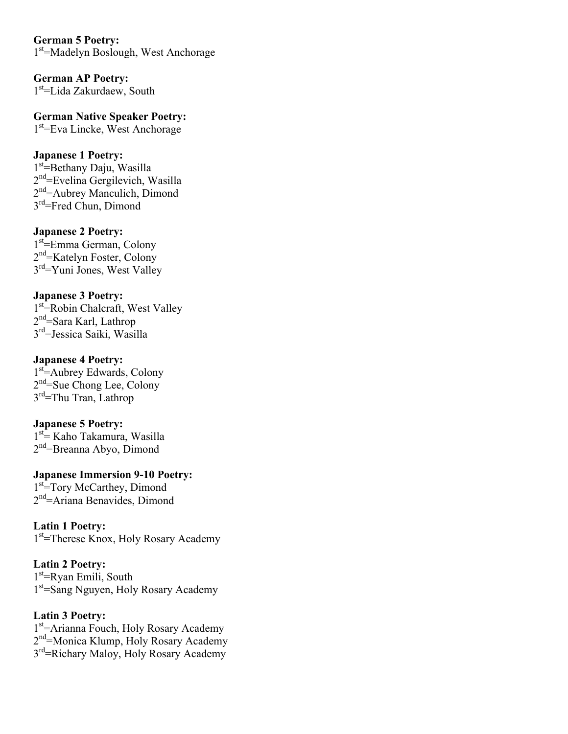**German 5 Poetry:**
1st=Madelyn Boslough, West Anchorage

**German AP Poetry:**
1st=Lida Zakurdaew, South

**German Native Speaker Poetry:**
1st=Eva Lincke, West Anchorage

**Japanese 1 Poetry:**
1st=Bethany Daju, Wasilla
2nd=Evelina Gergilevich, Wasilla
2nd=Aubrey Manculich, Dimond
3rd=Fred Chun, Dimond

**Japanese 2 Poetry:**
1st=Emma German, Colony
2nd=Katelyn Foster, Colony
3rd=Yuni Jones, West Valley

**Japanese 3 Poetry:**
1st=Robin Chalcraft, West Valley
2nd=Sara Karl, Lathrop
3rd=Jessica Saiki, Wasilla

**Japanese 4 Poetry:**
1st=Aubrey Edwards, Colony
2nd=Sue Chong Lee, Colony
3rd=Thu Tran, Lathrop

**Japanese 5 Poetry:**
1st= Kaho Takamura, Wasilla
2nd=Breanna Abyo, Dimond

**Japanese Immersion 9-10 Poetry:**
1st=Tory McCarthey, Dimond
2nd=Ariana Benavides, Dimond

**Latin 1 Poetry:**
1st=Therese Knox, Holy Rosary Academy

**Latin 2 Poetry:**
1st=Ryan Emili, South
1st=Sang Nguyen, Holy Rosary Academy

**Latin 3 Poetry:**
1st=Arianna Fouch, Holy Rosary Academy
2nd=Monica Klump, Holy Rosary Academy
3rd=Richary Maloy, Holy Rosary Academy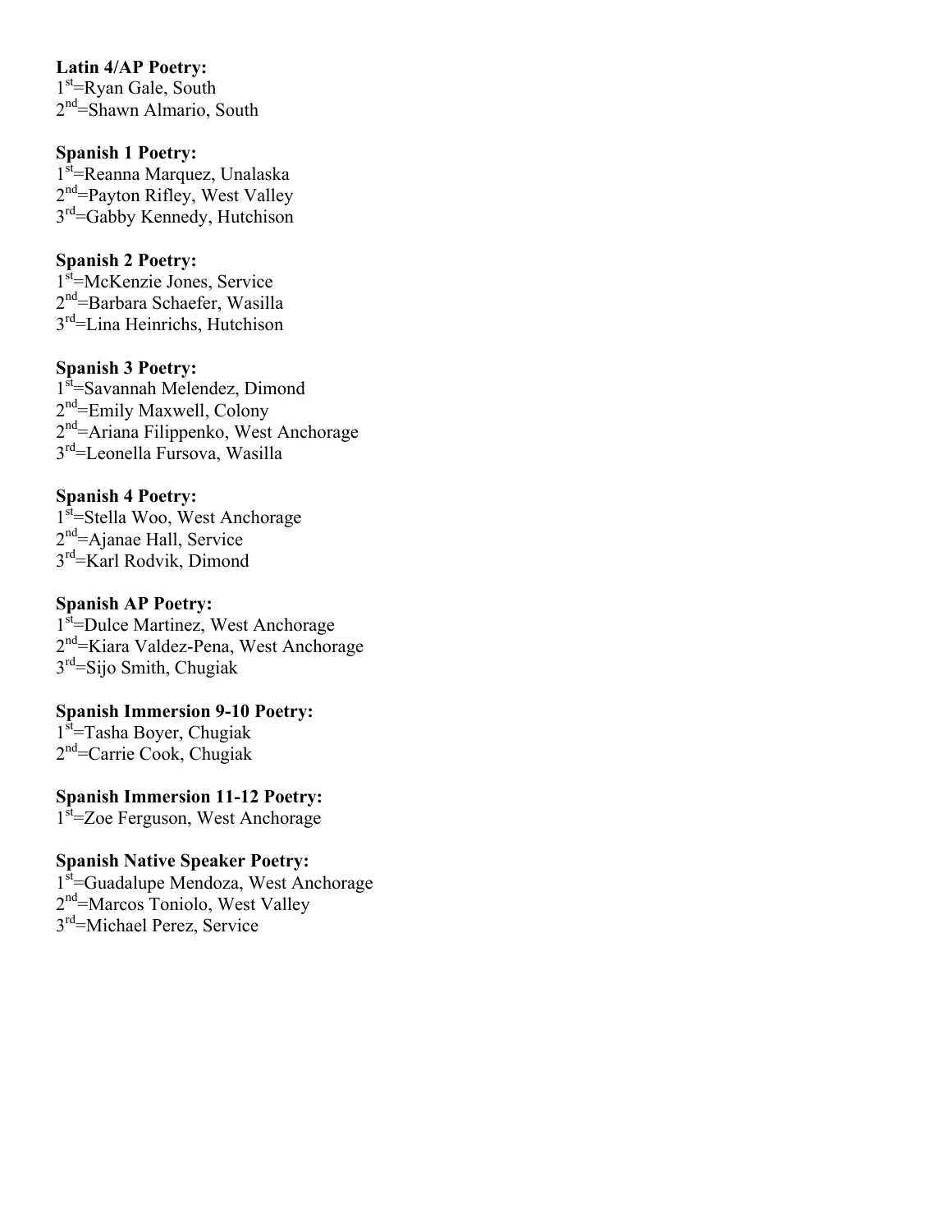**Latin 4/AP Poetry:**
1st=Ryan Gale, South
2nd=Shawn Almario, South

**Spanish 1 Poetry:**
1st=Reanna Marquez, Unalaska
2nd=Payton Rifley, West Valley
3rd=Gabby Kennedy, Hutchison

**Spanish 2 Poetry:**
1st=McKenzie Jones, Service
2nd=Barbara Schaefer, Wasilla
3rd=Lina Heinrichs, Hutchison

**Spanish 3 Poetry:**
1st=Savannah Melendez, Dimond
2nd=Emily Maxwell, Colony
2nd=Ariana Filippenko, West Anchorage
3rd=Leonella Fursova, Wasilla

**Spanish 4 Poetry:**
1st=Stella Woo, West Anchorage
2nd=Ajanae Hall, Service
3rd=Karl Rodvik, Dimond

**Spanish AP Poetry:**
1st=Dulce Martinez, West Anchorage
2nd=Kiara Valdez-Pena, West Anchorage
3rd=Sijo Smith, Chugiak

**Spanish Immersion 9-10 Poetry:**
1st=Tasha Boyer, Chugiak
2nd=Carrie Cook, Chugiak

**Spanish Immersion 11-12 Poetry:**
1st=Zoe Ferguson, West Anchorage

**Spanish Native Speaker Poetry:**
1st=Guadalupe Mendoza, West Anchorage
2nd=Marcos Toniolo, West Valley
3rd=Michael Perez, Service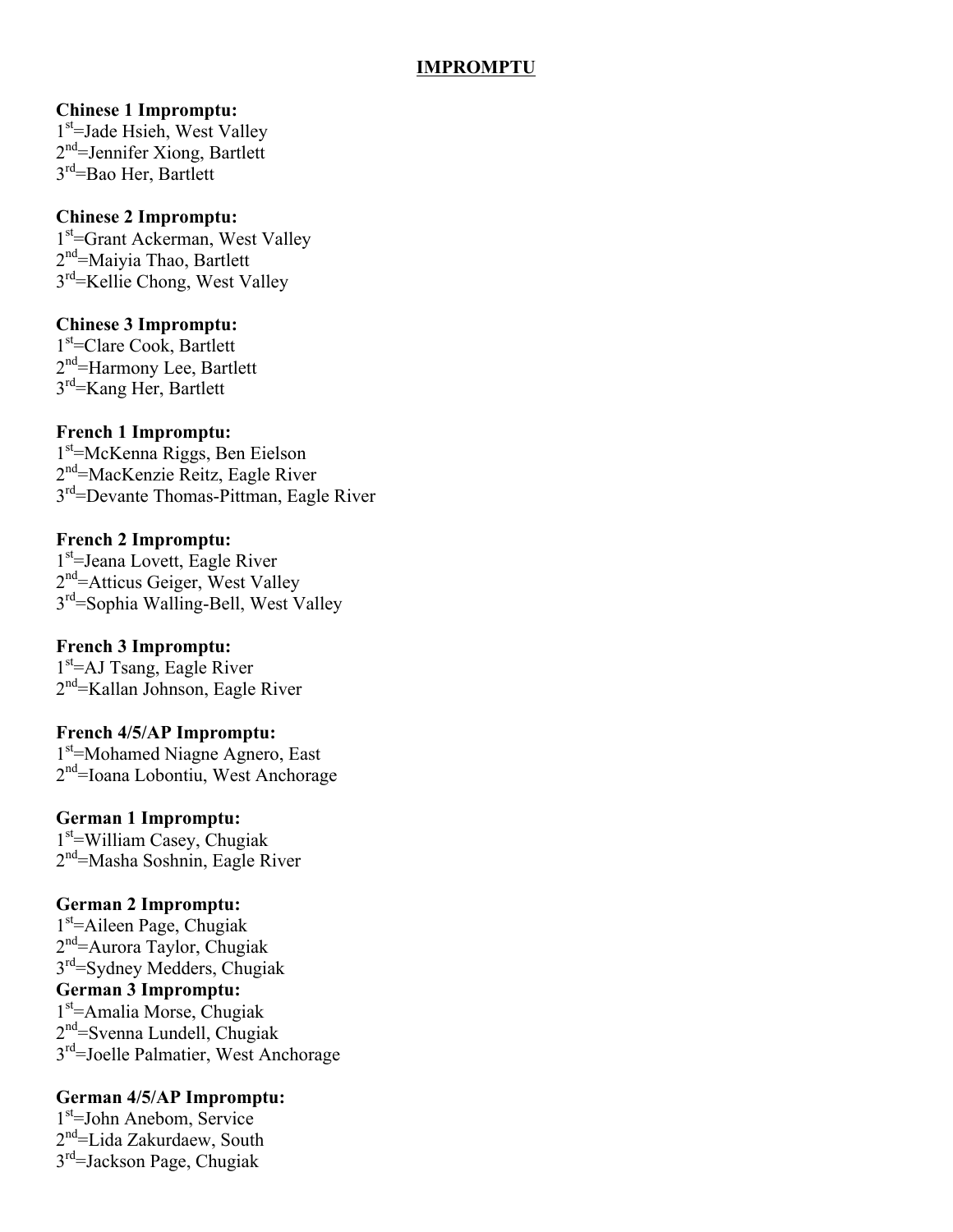# IMPROMPTU

**Chinese 1 Impromptu:**
1st=Jade Hsieh, West Valley
2nd=Jennifer Xiong, Bartlett
3rd=Bao Her, Bartlett

**Chinese 2 Impromptu:**
1st=Grant Ackerman, West Valley
2nd=Maiyia Thao, Bartlett
3rd=Kellie Chong, West Valley

**Chinese 3 Impromptu:**
1st=Clare Cook, Bartlett
2nd=Harmony Lee, Bartlett
3rd=Kang Her, Bartlett

**French 1 Impromptu:**
1st=McKenna Riggs, Ben Eielson
2nd=MacKenzie Reitz, Eagle River
3rd=Devante Thomas-Pittman, Eagle River

**French 2 Impromptu:**
1st=Jeana Lovett, Eagle River
2nd=Atticus Geiger, West Valley
3rd=Sophia Walling-Bell, West Valley

**French 3 Impromptu:**
1st=AJ Tsang, Eagle River
2nd=Kallan Johnson, Eagle River

**French 4/5/AP Impromptu:**
1st=Mohamed Niagne Agnero, East
2nd=Ioana Lobontiu, West Anchorage

**German 1 Impromptu:**
1st=William Casey, Chugiak
2nd=Masha Soshnin, Eagle River

**German 2 Impromptu:**
1st=Aileen Page, Chugiak
2nd=Aurora Taylor, Chugiak
3rd=Sydney Medders, Chugiak

**German 3 Impromptu:**
1st=Amalia Morse, Chugiak
2nd=Svenna Lundell, Chugiak
3rd=Joelle Palmatier, West Anchorage

**German 4/5/AP Impromptu:**
1st=John Anebom, Service
2nd=Lida Zakurdaew, South
3rd=Jackson Page, Chugiak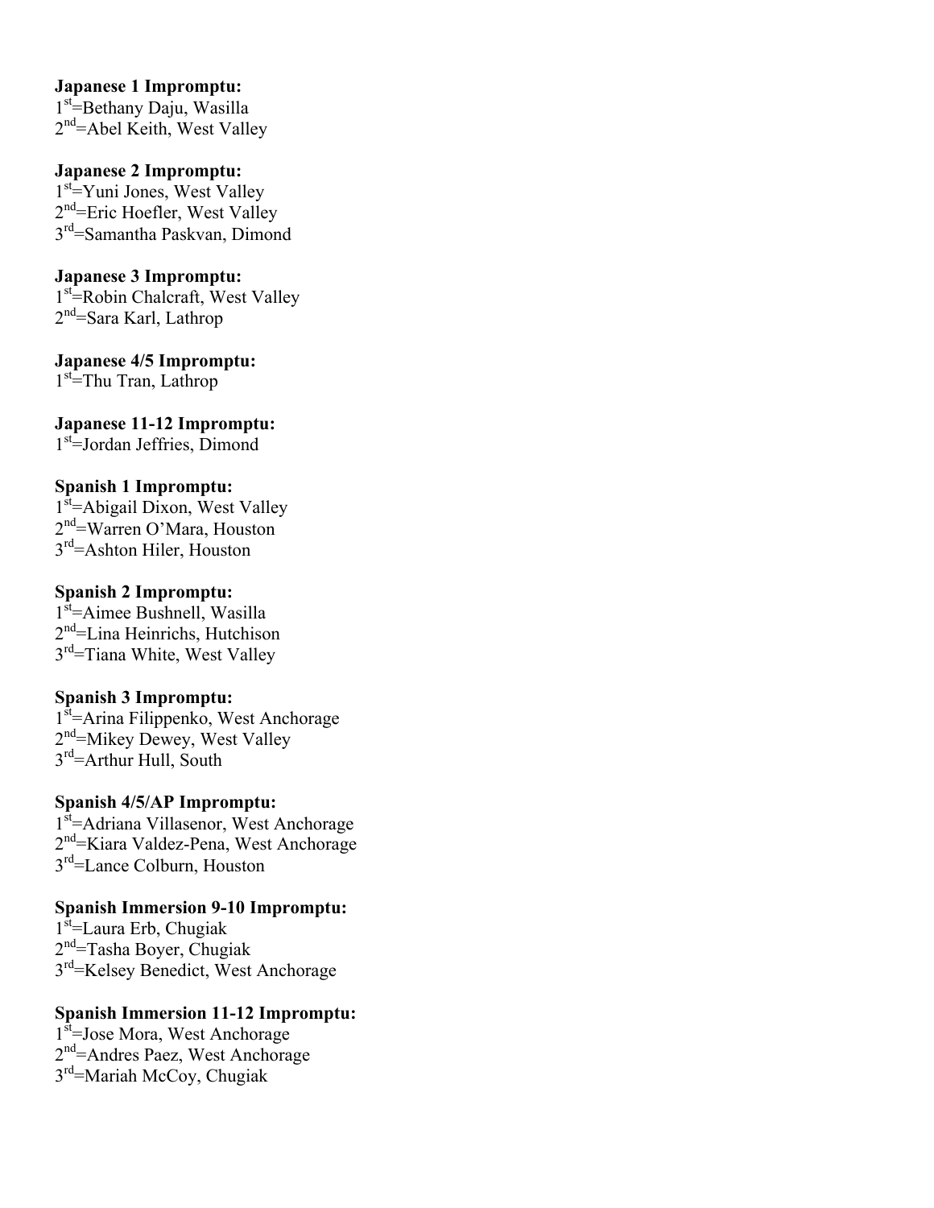**Japanese 1 Impromptu:**
1st=Bethany Daju, Wasilla
2nd=Abel Keith, West Valley

**Japanese 2 Impromptu:**
1st=Yuni Jones, West Valley
2nd=Eric Hoefler, West Valley
3rd=Samantha Paskvan, Dimond

**Japanese 3 Impromptu:**
1st=Robin Chalcraft, West Valley
2nd=Sara Karl, Lathrop

**Japanese 4/5 Impromptu:**
1st=Thu Tran, Lathrop

**Japanese 11-12 Impromptu:**
1st=Jordan Jeffries, Dimond

**Spanish 1 Impromptu:**
1st=Abigail Dixon, West Valley
2nd=Warren O'Mara, Houston
3rd=Ashton Hiler, Houston

**Spanish 2 Impromptu:**
1st=Aimee Bushnell, Wasilla
2nd=Lina Heinrichs, Hutchison
3rd=Tiana White, West Valley

**Spanish 3 Impromptu:**
1st=Arina Filippenko, West Anchorage
2nd=Mikey Dewey, West Valley
3rd=Arthur Hull, South

**Spanish 4/5/AP Impromptu:**
1st=Adriana Villasenor, West Anchorage
2nd=Kiara Valdez-Pena, West Anchorage
3rd=Lance Colburn, Houston

**Spanish Immersion 9-10 Impromptu:**
1st=Laura Erb, Chugiak
2nd=Tasha Boyer, Chugiak
3rd=Kelsey Benedict, West Anchorage

**Spanish Immersion 11-12 Impromptu:**
1st=Jose Mora, West Anchorage
2nd=Andres Paez, West Anchorage
3rd=Mariah McCoy, Chugiak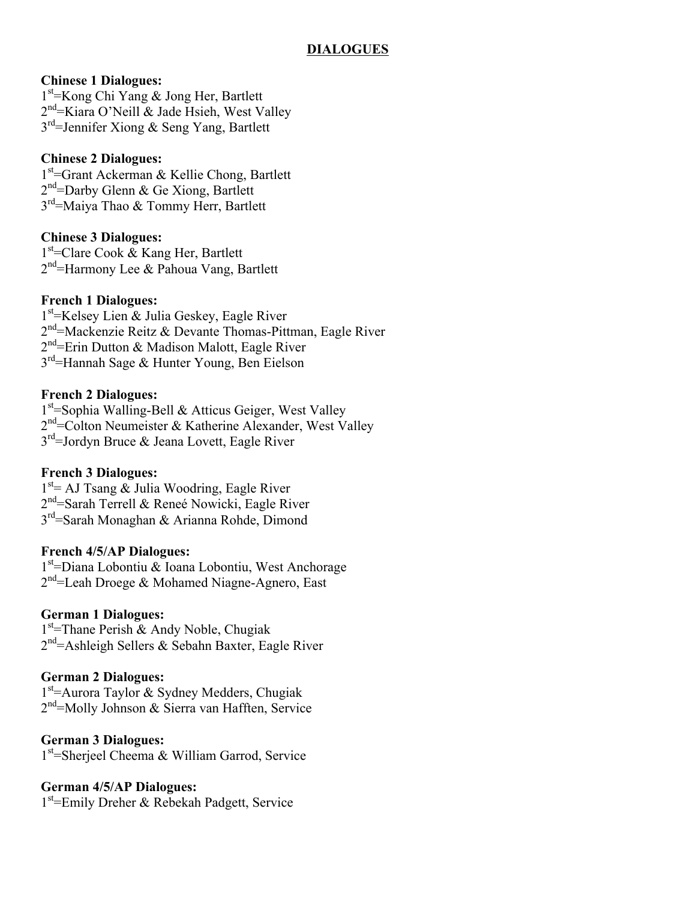# DIALOGUES

**Chinese 1 Dialogues:**
1st=Kong Chi Yang & Jong Her, Bartlett
2nd=Kiara O'Neill & Jade Hsieh, West Valley
3rd=Jennifer Xiong & Seng Yang, Bartlett

**Chinese 2 Dialogues:**
1st=Grant Ackerman & Kellie Chong, Bartlett
2nd=Darby Glenn & Ge Xiong, Bartlett
3rd=Maiya Thao & Tommy Herr, Bartlett

**Chinese 3 Dialogues:**
1st=Clare Cook & Kang Her, Bartlett
2nd=Harmony Lee & Pahoua Vang, Bartlett

**French 1 Dialogues:**
1st=Kelsey Lien & Julia Geskey, Eagle River
2nd=Mackenzie Reitz & Devante Thomas-Pittman, Eagle River
2nd=Erin Dutton & Madison Malott, Eagle River
3rd=Hannah Sage & Hunter Young, Ben Eielson

**French 2 Dialogues:**
1st=Sophia Walling-Bell & Atticus Geiger, West Valley
2nd=Colton Neumeister & Katherine Alexander, West Valley
3rd=Jordyn Bruce & Jeana Lovett, Eagle River

**French 3 Dialogues:**
1st= AJ Tsang & Julia Woodring, Eagle River
2nd=Sarah Terrell & Reneé Nowicki, Eagle River
3rd=Sarah Monaghan & Arianna Rohde, Dimond

**French 4/5/AP Dialogues:**
1st=Diana Lobontiu & Ioana Lobontiu, West Anchorage
2nd=Leah Droege & Mohamed Niagne-Agnero, East

**German 1 Dialogues:**
1st=Thane Perish & Andy Noble, Chugiak
2nd=Ashleigh Sellers & Sebahn Baxter, Eagle River

**German 2 Dialogues:**
1st=Aurora Taylor & Sydney Medders, Chugiak
2nd=Molly Johnson & Sierra van Hafften, Service

**German 3 Dialogues:**
1st=Sherjeel Cheema & William Garrod, Service

**German 4/5/AP Dialogues:**
1st=Emily Dreher & Rebekah Padgett, Service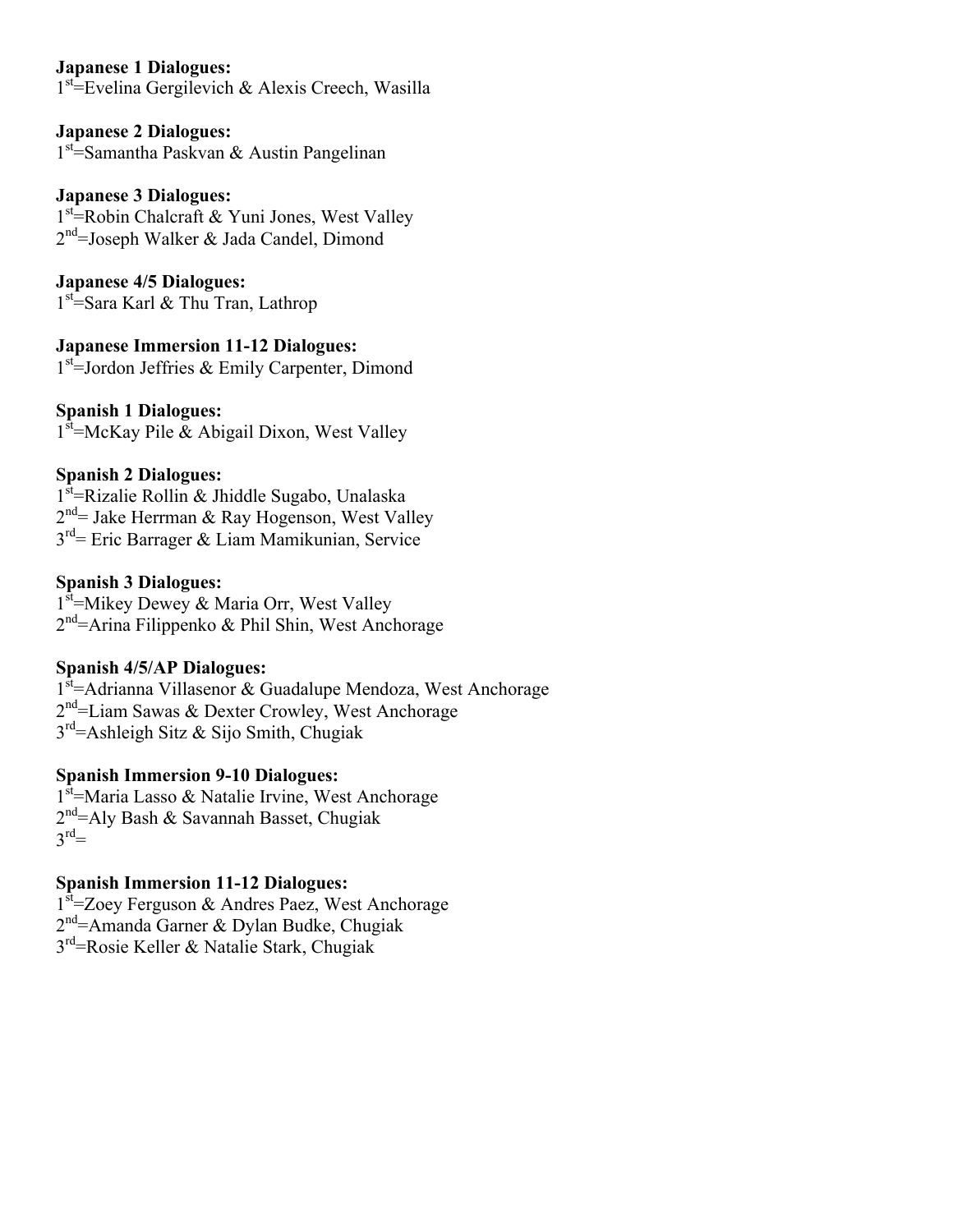**Japanese 1 Dialogues:**
1st=Evelina Gergilevich & Alexis Creech, Wasilla

**Japanese 2 Dialogues:**
1st=Samantha Paskvan & Austin Pangelinan

**Japanese 3 Dialogues:**
1st=Robin Chalcraft & Yuni Jones, West Valley
2nd=Joseph Walker & Jada Candel, Dimond

**Japanese 4/5 Dialogues:**
1st=Sara Karl & Thu Tran, Lathrop

**Japanese Immersion 11-12 Dialogues:**
1st=Jordon Jeffries & Emily Carpenter, Dimond

**Spanish 1 Dialogues:**
1st=McKay Pile & Abigail Dixon, West Valley

**Spanish 2 Dialogues:**
1st=Rizalie Rollin & Jhiddle Sugabo, Unalaska
2nd= Jake Herrman & Ray Hogenson, West Valley
3rd= Eric Barrager & Liam Mamikunian, Service

**Spanish 3 Dialogues:**
1st=Mikey Dewey & Maria Orr, West Valley
2nd=Arina Filippenko & Phil Shin, West Anchorage

**Spanish 4/5/AP Dialogues:**
1st=Adrianna Villasenor & Guadalupe Mendoza, West Anchorage
2nd=Liam Sawas & Dexter Crowley, West Anchorage
3rd=Ashleigh Sitz & Sijo Smith, Chugiak

**Spanish Immersion 9-10 Dialogues:**
1st=Maria Lasso & Natalie Irvine, West Anchorage
2nd=Aly Bash & Savannah Basset, Chugiak
3rd=

**Spanish Immersion 11-12 Dialogues:**
1st=Zoey Ferguson & Andres Paez, West Anchorage
2nd=Amanda Garner & Dylan Budke, Chugiak
3rd=Rosie Keller & Natalie Stark, Chugiak